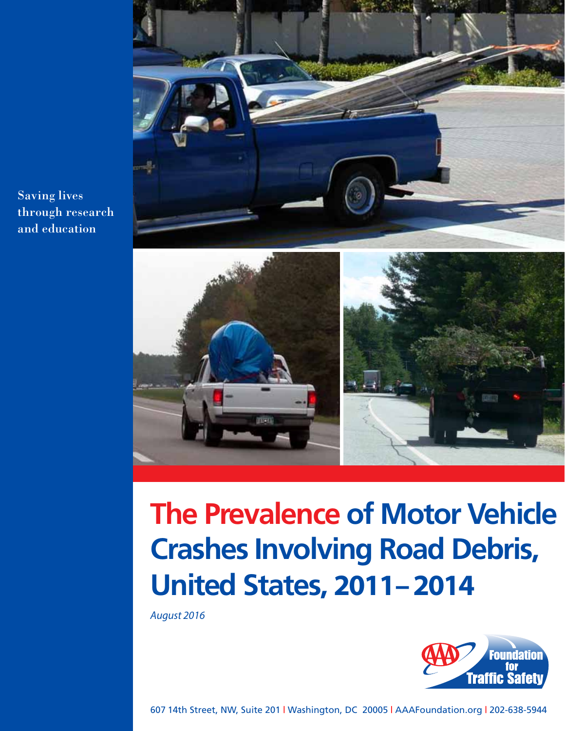Saving lives through research and education

# The Prevalence of Motor Vehicle Crashes Involving Road Debris, United States, 2011–2014

*August 2016*

AAA Foundation for Traffic Safety

607 14th Street, NW, Suite 201 | Washington, DC 20005 | AAAFoundation.org | 202-638-5944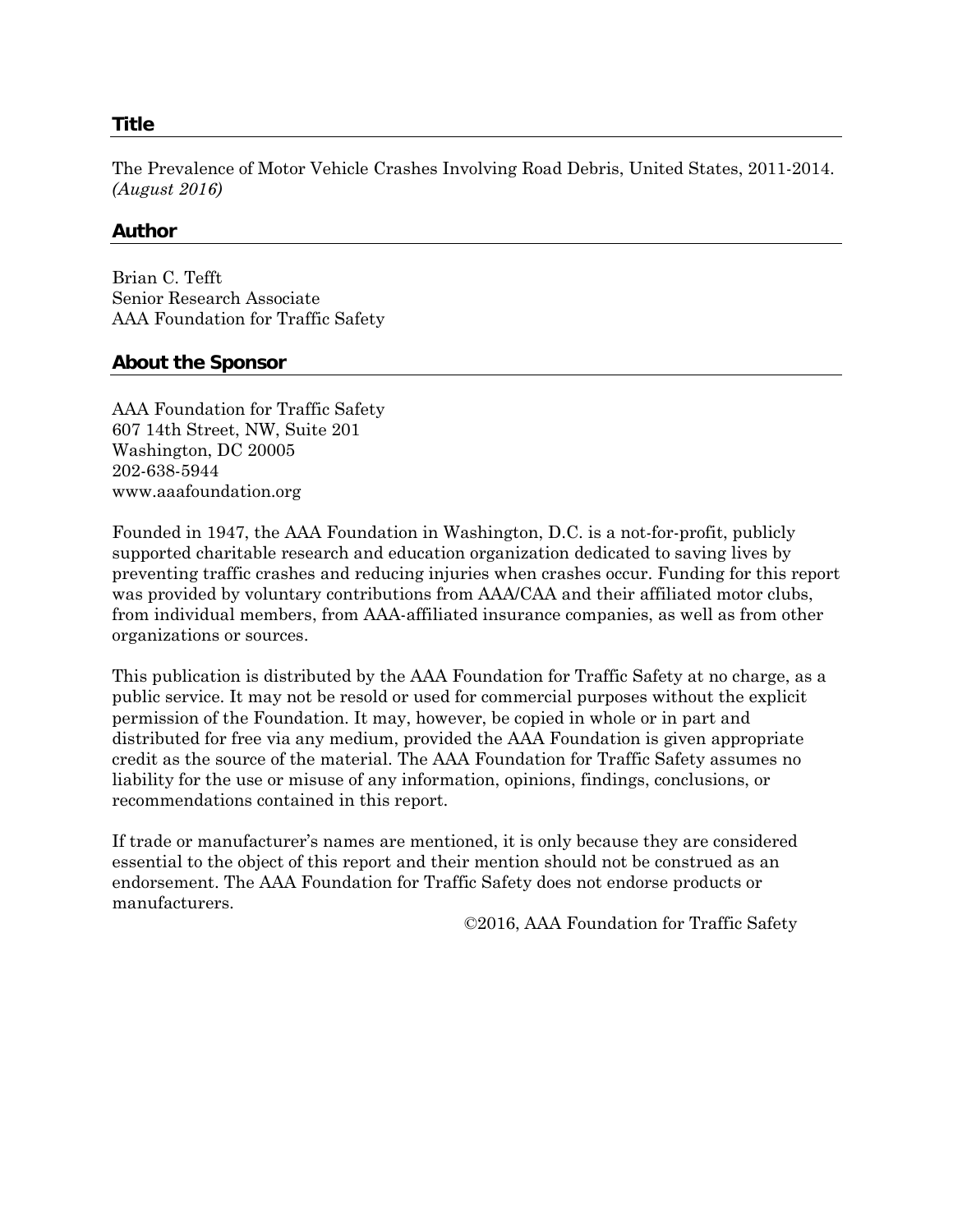## Title

The Prevalence of Motor Vehicle Crashes Involving Road Debris, United States, 2011-2014. *(August 2016)*

## Author

Brian C. Tefft
Senior Research Associate
AAA Foundation for Traffic Safety

## About the Sponsor

AAA Foundation for Traffic Safety
607 14th Street, NW, Suite 201
Washington, DC 20005
202-638-5944
www.aaafoundation.org

Founded in 1947, the AAA Foundation in Washington, D.C. is a not-for-profit, publicly supported charitable research and education organization dedicated to saving lives by preventing traffic crashes and reducing injuries when crashes occur. Funding for this report was provided by voluntary contributions from AAA/CAA and their affiliated motor clubs, from individual members, from AAA-affiliated insurance companies, as well as from other organizations or sources.

This publication is distributed by the AAA Foundation for Traffic Safety at no charge, as a public service. It may not be resold or used for commercial purposes without the explicit permission of the Foundation. It may, however, be copied in whole or in part and distributed for free via any medium, provided the AAA Foundation is given appropriate credit as the source of the material. The AAA Foundation for Traffic Safety assumes no liability for the use or misuse of any information, opinions, findings, conclusions, or recommendations contained in this report.

If trade or manufacturer's names are mentioned, it is only because they are considered essential to the object of this report and their mention should not be construed as an endorsement. The AAA Foundation for Traffic Safety does not endorse products or manufacturers.

©2016, AAA Foundation for Traffic Safety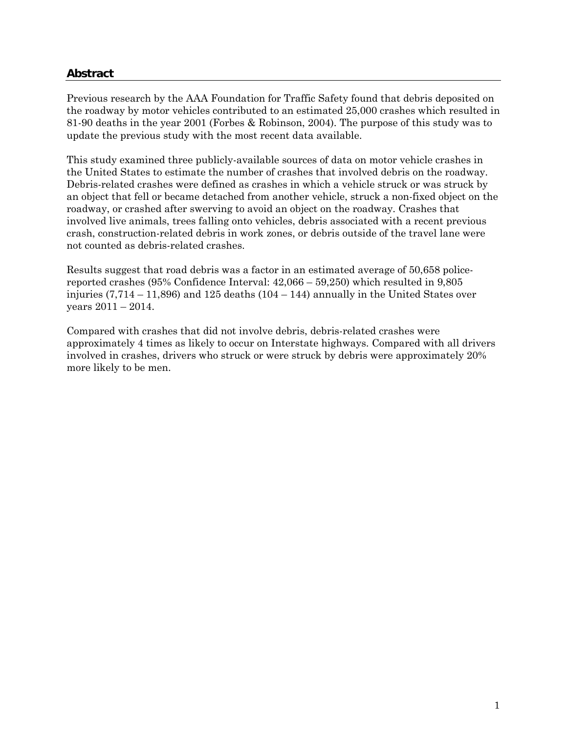## Abstract

Previous research by the AAA Foundation for Traffic Safety found that debris deposited on the roadway by motor vehicles contributed to an estimated 25,000 crashes which resulted in 81-90 deaths in the year 2001 (Forbes & Robinson, 2004). The purpose of this study was to update the previous study with the most recent data available.

This study examined three publicly-available sources of data on motor vehicle crashes in the United States to estimate the number of crashes that involved debris on the roadway. Debris-related crashes were defined as crashes in which a vehicle struck or was struck by an object that fell or became detached from another vehicle, struck a non-fixed object on the roadway, or crashed after swerving to avoid an object on the roadway. Crashes that involved live animals, trees falling onto vehicles, debris associated with a recent previous crash, construction-related debris in work zones, or debris outside of the travel lane were not counted as debris-related crashes.

Results suggest that road debris was a factor in an estimated average of 50,658 police-reported crashes (95% Confidence Interval: 42,066 – 59,250) which resulted in 9,805 injuries (7,714 – 11,896) and 125 deaths (104 – 144) annually in the United States over years 2011 – 2014.

Compared with crashes that did not involve debris, debris-related crashes were approximately 4 times as likely to occur on Interstate highways. Compared with all drivers involved in crashes, drivers who struck or were struck by debris were approximately 20% more likely to be men.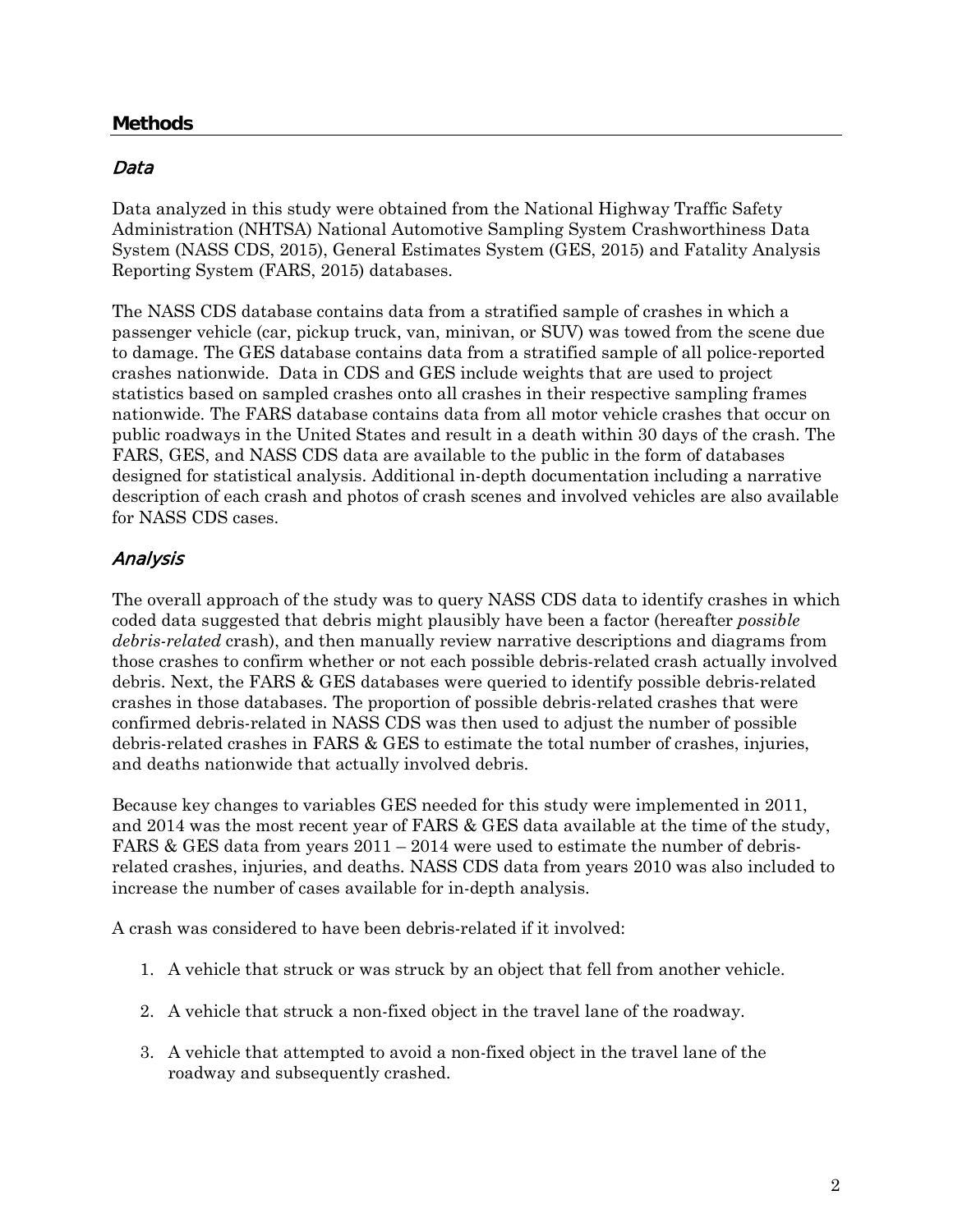## Methods

### *Data*

Data analyzed in this study were obtained from the National Highway Traffic Safety Administration (NHTSA) National Automotive Sampling System Crashworthiness Data System (NASS CDS, 2015), General Estimates System (GES, 2015) and Fatality Analysis Reporting System (FARS, 2015) databases.

The NASS CDS database contains data from a stratified sample of crashes in which a passenger vehicle (car, pickup truck, van, minivan, or SUV) was towed from the scene due to damage. The GES database contains data from a stratified sample of all police-reported crashes nationwide. Data in CDS and GES include weights that are used to project statistics based on sampled crashes onto all crashes in their respective sampling frames nationwide. The FARS database contains data from all motor vehicle crashes that occur on public roadways in the United States and result in a death within 30 days of the crash. The FARS, GES, and NASS CDS data are available to the public in the form of databases designed for statistical analysis. Additional in-depth documentation including a narrative description of each crash and photos of crash scenes and involved vehicles are also available for NASS CDS cases.

### *Analysis*

The overall approach of the study was to query NASS CDS data to identify crashes in which coded data suggested that debris might plausibly have been a factor (hereafter *possible debris-related* crash), and then manually review narrative descriptions and diagrams from those crashes to confirm whether or not each possible debris-related crash actually involved debris. Next, the FARS & GES databases were queried to identify possible debris-related crashes in those databases. The proportion of possible debris-related crashes that were confirmed debris-related in NASS CDS was then used to adjust the number of possible debris-related crashes in FARS & GES to estimate the total number of crashes, injuries, and deaths nationwide that actually involved debris.

Because key changes to variables GES needed for this study were implemented in 2011, and 2014 was the most recent year of FARS & GES data available at the time of the study, FARS & GES data from years 2011 – 2014 were used to estimate the number of debris-related crashes, injuries, and deaths. NASS CDS data from years 2010 was also included to increase the number of cases available for in-depth analysis.

A crash was considered to have been debris-related if it involved:

1. A vehicle that struck or was struck by an object that fell from another vehicle.
2. A vehicle that struck a non-fixed object in the travel lane of the roadway.
3. A vehicle that attempted to avoid a non-fixed object in the travel lane of the roadway and subsequently crashed.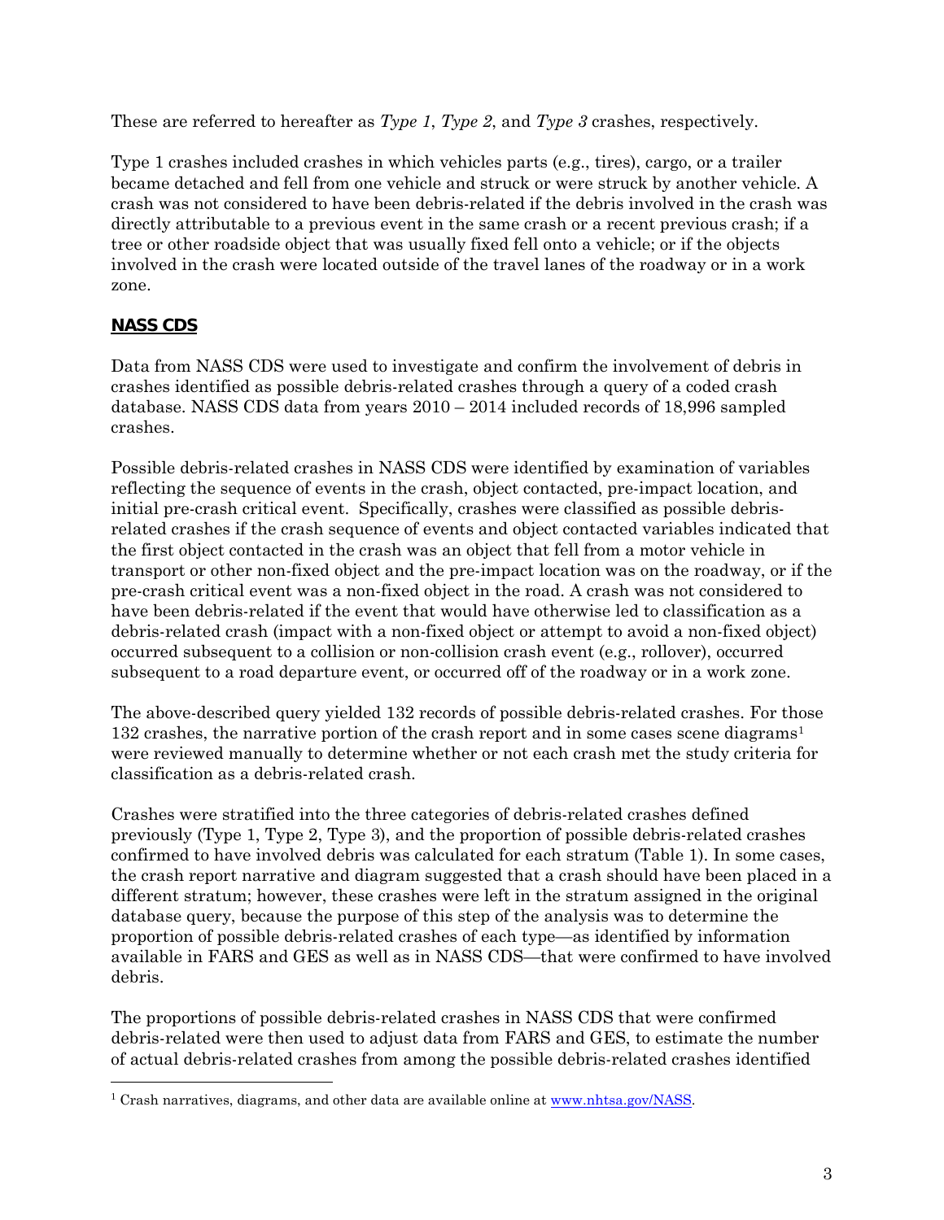These are referred to hereafter as *Type 1*, *Type 2*, and *Type 3* crashes, respectively.

Type 1 crashes included crashes in which vehicles parts (e.g., tires), cargo, or a trailer became detached and fell from one vehicle and struck or were struck by another vehicle. A crash was not considered to have been debris-related if the debris involved in the crash was directly attributable to a previous event in the same crash or a recent previous crash; if a tree or other roadside object that was usually fixed fell onto a vehicle; or if the objects involved in the crash were located outside of the travel lanes of the roadway or in a work zone.

## NASS CDS

Data from NASS CDS were used to investigate and confirm the involvement of debris in crashes identified as possible debris-related crashes through a query of a coded crash database. NASS CDS data from years 2010 – 2014 included records of 18,996 sampled crashes.

Possible debris-related crashes in NASS CDS were identified by examination of variables reflecting the sequence of events in the crash, object contacted, pre-impact location, and initial pre-crash critical event. Specifically, crashes were classified as possible debris-related crashes if the crash sequence of events and object contacted variables indicated that the first object contacted in the crash was an object that fell from a motor vehicle in transport or other non-fixed object and the pre-impact location was on the roadway, or if the pre-crash critical event was a non-fixed object in the road. A crash was not considered to have been debris-related if the event that would have otherwise led to classification as a debris-related crash (impact with a non-fixed object or attempt to avoid a non-fixed object) occurred subsequent to a collision or non-collision crash event (e.g., rollover), occurred subsequent to a road departure event, or occurred off of the roadway or in a work zone.

The above-described query yielded 132 records of possible debris-related crashes. For those 132 crashes, the narrative portion of the crash report and in some cases scene diagrams[1] were reviewed manually to determine whether or not each crash met the study criteria for classification as a debris-related crash.

Crashes were stratified into the three categories of debris-related crashes defined previously (Type 1, Type 2, Type 3), and the proportion of possible debris-related crashes confirmed to have involved debris was calculated for each stratum (Table 1). In some cases, the crash report narrative and diagram suggested that a crash should have been placed in a different stratum; however, these crashes were left in the stratum assigned in the original database query, because the purpose of this step of the analysis was to determine the proportion of possible debris-related crashes of each type—as identified by information available in FARS and GES as well as in NASS CDS—that were confirmed to have involved debris.

The proportions of possible debris-related crashes in NASS CDS that were confirmed debris-related were then used to adjust data from FARS and GES, to estimate the number of actual debris-related crashes from among the possible debris-related crashes identified

[1] Crash narratives, diagrams, and other data are available online at www.nhtsa.gov/NASS.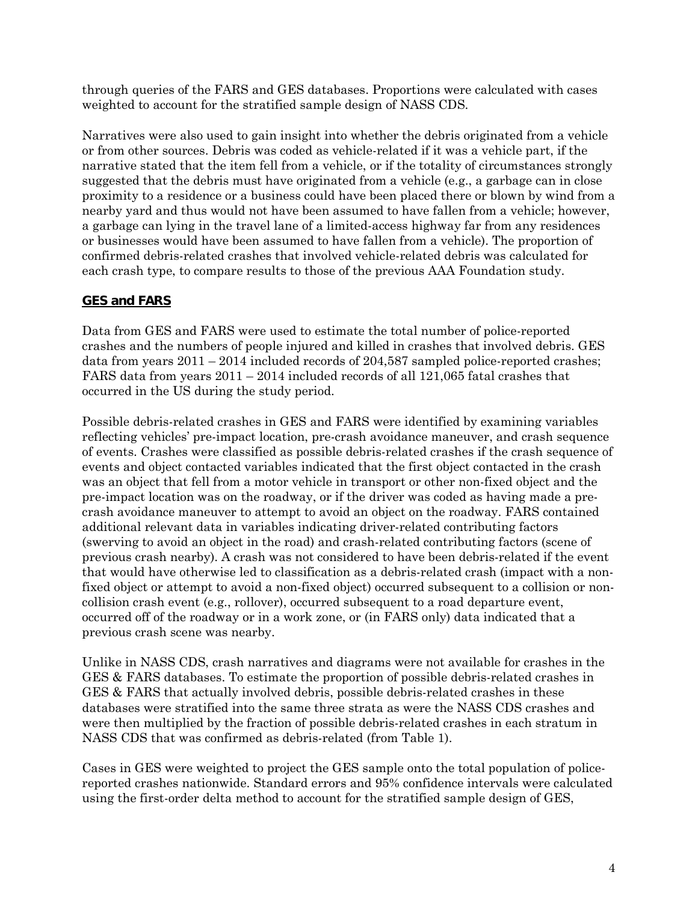through queries of the FARS and GES databases. Proportions were calculated with cases weighted to account for the stratified sample design of NASS CDS.

Narratives were also used to gain insight into whether the debris originated from a vehicle or from other sources. Debris was coded as vehicle-related if it was a vehicle part, if the narrative stated that the item fell from a vehicle, or if the totality of circumstances strongly suggested that the debris must have originated from a vehicle (e.g., a garbage can in close proximity to a residence or a business could have been placed there or blown by wind from a nearby yard and thus would not have been assumed to have fallen from a vehicle; however, a garbage can lying in the travel lane of a limited-access highway far from any residences or businesses would have been assumed to have fallen from a vehicle). The proportion of confirmed debris-related crashes that involved vehicle-related debris was calculated for each crash type, to compare results to those of the previous AAA Foundation study.

## GES and FARS

Data from GES and FARS were used to estimate the total number of police-reported crashes and the numbers of people injured and killed in crashes that involved debris. GES data from years 2011 – 2014 included records of 204,587 sampled police-reported crashes; FARS data from years 2011 – 2014 included records of all 121,065 fatal crashes that occurred in the US during the study period.

Possible debris-related crashes in GES and FARS were identified by examining variables reflecting vehicles' pre-impact location, pre-crash avoidance maneuver, and crash sequence of events. Crashes were classified as possible debris-related crashes if the crash sequence of events and object contacted variables indicated that the first object contacted in the crash was an object that fell from a motor vehicle in transport or other non-fixed object and the pre-impact location was on the roadway, or if the driver was coded as having made a pre-crash avoidance maneuver to attempt to avoid an object on the roadway. FARS contained additional relevant data in variables indicating driver-related contributing factors (swerving to avoid an object in the road) and crash-related contributing factors (scene of previous crash nearby). A crash was not considered to have been debris-related if the event that would have otherwise led to classification as a debris-related crash (impact with a non-fixed object or attempt to avoid a non-fixed object) occurred subsequent to a collision or non-collision crash event (e.g., rollover), occurred subsequent to a road departure event, occurred off of the roadway or in a work zone, or (in FARS only) data indicated that a previous crash scene was nearby.

Unlike in NASS CDS, crash narratives and diagrams were not available for crashes in the GES & FARS databases. To estimate the proportion of possible debris-related crashes in GES & FARS that actually involved debris, possible debris-related crashes in these databases were stratified into the same three strata as were the NASS CDS crashes and were then multiplied by the fraction of possible debris-related crashes in each stratum in NASS CDS that was confirmed as debris-related (from Table 1).

Cases in GES were weighted to project the GES sample onto the total population of police-reported crashes nationwide. Standard errors and 95% confidence intervals were calculated using the first-order delta method to account for the stratified sample design of GES,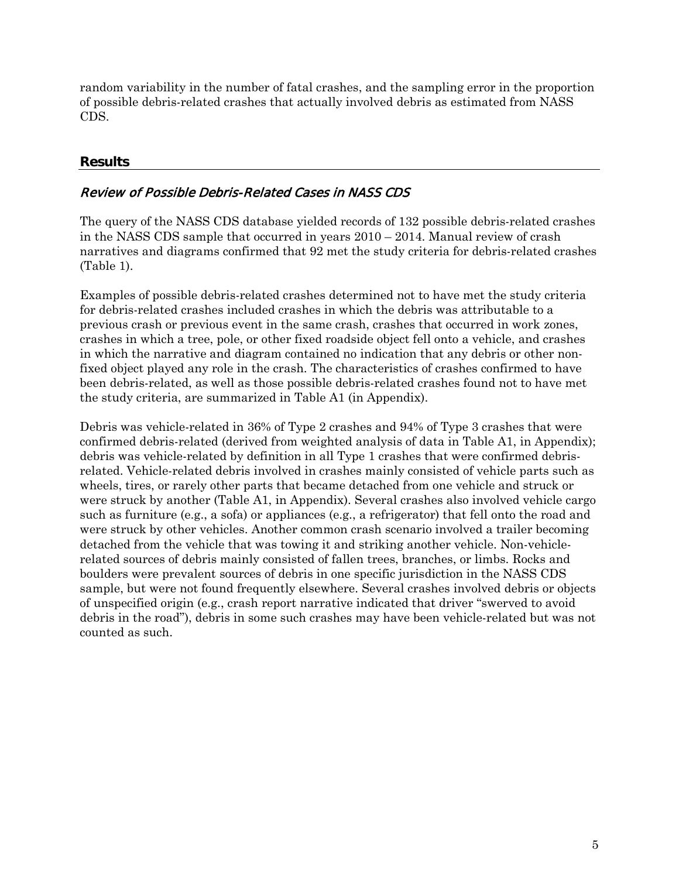random variability in the number of fatal crashes, and the sampling error in the proportion of possible debris-related crashes that actually involved debris as estimated from NASS CDS.

## Results

### *Review of Possible Debris-Related Cases in NASS CDS*

The query of the NASS CDS database yielded records of 132 possible debris-related crashes in the NASS CDS sample that occurred in years 2010 – 2014. Manual review of crash narratives and diagrams confirmed that 92 met the study criteria for debris-related crashes (Table 1).

Examples of possible debris-related crashes determined not to have met the study criteria for debris-related crashes included crashes in which the debris was attributable to a previous crash or previous event in the same crash, crashes that occurred in work zones, crashes in which a tree, pole, or other fixed roadside object fell onto a vehicle, and crashes in which the narrative and diagram contained no indication that any debris or other non-fixed object played any role in the crash. The characteristics of crashes confirmed to have been debris-related, as well as those possible debris-related crashes found not to have met the study criteria, are summarized in Table A1 (in Appendix).

Debris was vehicle-related in 36% of Type 2 crashes and 94% of Type 3 crashes that were confirmed debris-related (derived from weighted analysis of data in Table A1, in Appendix); debris was vehicle-related by definition in all Type 1 crashes that were confirmed debris-related. Vehicle-related debris involved in crashes mainly consisted of vehicle parts such as wheels, tires, or rarely other parts that became detached from one vehicle and struck or were struck by another (Table A1, in Appendix). Several crashes also involved vehicle cargo such as furniture (e.g., a sofa) or appliances (e.g., a refrigerator) that fell onto the road and were struck by other vehicles. Another common crash scenario involved a trailer becoming detached from the vehicle that was towing it and striking another vehicle. Non-vehicle-related sources of debris mainly consisted of fallen trees, branches, or limbs. Rocks and boulders were prevalent sources of debris in one specific jurisdiction in the NASS CDS sample, but were not found frequently elsewhere. Several crashes involved debris or objects of unspecified origin (e.g., crash report narrative indicated that driver "swerved to avoid debris in the road"), debris in some such crashes may have been vehicle-related but was not counted as such.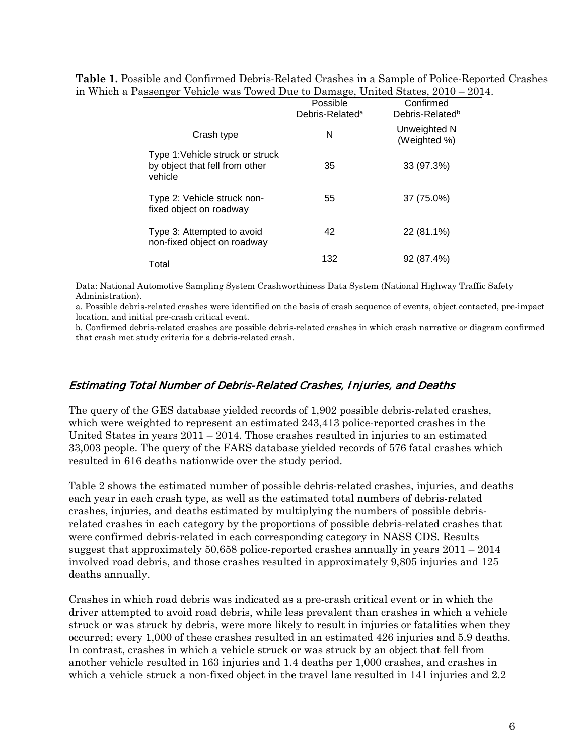**Table 1.** Possible and Confirmed Debris-Related Crashes in a Sample of Police-Reported Crashes in Which a Passenger Vehicle was Towed Due to Damage, United States, 2010 – 2014.

| | Possible Debris-Related[a] | Confirmed Debris-Related[b] |
|---|---|---|
| Crash type | N | Unweighted N (Weighted %) |
| Type 1: Vehicle struck or struck by object that fell from other vehicle | 35 | 33 (97.3%) |
| Type 2: Vehicle struck non-fixed object on roadway | 55 | 37 (75.0%) |
| Type 3: Attempted to avoid non-fixed object on roadway | 42 | 22 (81.1%) |
| Total | 132 | 92 (87.4%) |

Data: National Automotive Sampling System Crashworthiness Data System (National Highway Traffic Safety Administration).

a. Possible debris-related crashes were identified on the basis of crash sequence of events, object contacted, pre-impact location, and initial pre-crash critical event.

b. Confirmed debris-related crashes are possible debris-related crashes in which crash narrative or diagram confirmed that crash met study criteria for a debris-related crash.

### *Estimating Total Number of Debris-Related Crashes, Injuries, and Deaths*

The query of the GES database yielded records of 1,902 possible debris-related crashes, which were weighted to represent an estimated 243,413 police-reported crashes in the United States in years 2011 – 2014. Those crashes resulted in injuries to an estimated 33,003 people. The query of the FARS database yielded records of 576 fatal crashes which resulted in 616 deaths nationwide over the study period.

Table 2 shows the estimated number of possible debris-related crashes, injuries, and deaths each year in each crash type, as well as the estimated total numbers of debris-related crashes, injuries, and deaths estimated by multiplying the numbers of possible debris-related crashes in each category by the proportions of possible debris-related crashes that were confirmed debris-related in each corresponding category in NASS CDS. Results suggest that approximately 50,658 police-reported crashes annually in years 2011 – 2014 involved road debris, and those crashes resulted in approximately 9,805 injuries and 125 deaths annually.

Crashes in which road debris was indicated as a pre-crash critical event or in which the driver attempted to avoid road debris, while less prevalent than crashes in which a vehicle struck or was struck by debris, were more likely to result in injuries or fatalities when they occurred; every 1,000 of these crashes resulted in an estimated 426 injuries and 5.9 deaths. In contrast, crashes in which a vehicle struck or was struck by an object that fell from another vehicle resulted in 163 injuries and 1.4 deaths per 1,000 crashes, and crashes in which a vehicle struck a non-fixed object in the travel lane resulted in 141 injuries and 2.2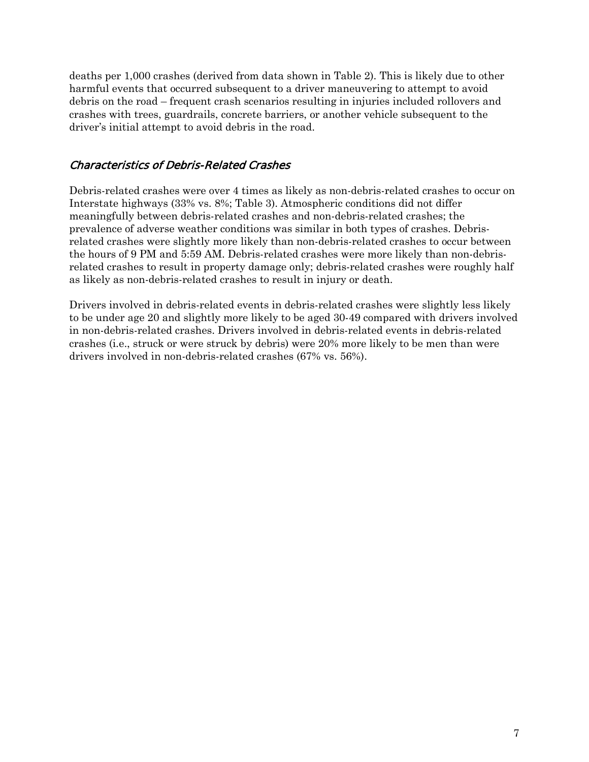deaths per 1,000 crashes (derived from data shown in Table 2). This is likely due to other harmful events that occurred subsequent to a driver maneuvering to attempt to avoid debris on the road – frequent crash scenarios resulting in injuries included rollovers and crashes with trees, guardrails, concrete barriers, or another vehicle subsequent to the driver's initial attempt to avoid debris in the road.

## *Characteristics of Debris-Related Crashes*

Debris-related crashes were over 4 times as likely as non-debris-related crashes to occur on Interstate highways (33% vs. 8%; Table 3). Atmospheric conditions did not differ meaningfully between debris-related crashes and non-debris-related crashes; the prevalence of adverse weather conditions was similar in both types of crashes. Debris-related crashes were slightly more likely than non-debris-related crashes to occur between the hours of 9 PM and 5:59 AM. Debris-related crashes were more likely than non-debris-related crashes to result in property damage only; debris-related crashes were roughly half as likely as non-debris-related crashes to result in injury or death.

Drivers involved in debris-related events in debris-related crashes were slightly less likely to be under age 20 and slightly more likely to be aged 30-49 compared with drivers involved in non-debris-related crashes. Drivers involved in debris-related events in debris-related crashes (i.e., struck or were struck by debris) were 20% more likely to be men than were drivers involved in non-debris-related crashes (67% vs. 56%).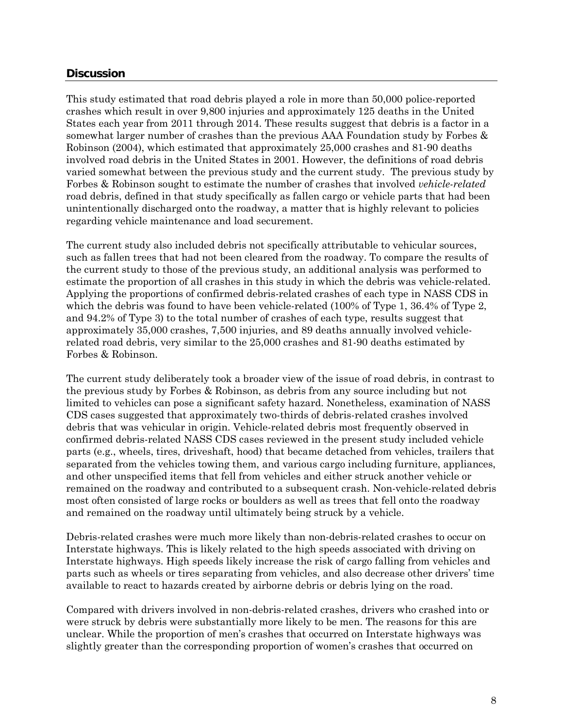## Discussion

This study estimated that road debris played a role in more than 50,000 police-reported crashes which result in over 9,800 injuries and approximately 125 deaths in the United States each year from 2011 through 2014. These results suggest that debris is a factor in a somewhat larger number of crashes than the previous AAA Foundation study by Forbes & Robinson (2004), which estimated that approximately 25,000 crashes and 81-90 deaths involved road debris in the United States in 2001. However, the definitions of road debris varied somewhat between the previous study and the current study. The previous study by Forbes & Robinson sought to estimate the number of crashes that involved *vehicle-related* road debris, defined in that study specifically as fallen cargo or vehicle parts that had been unintentionally discharged onto the roadway, a matter that is highly relevant to policies regarding vehicle maintenance and load securement.

The current study also included debris not specifically attributable to vehicular sources, such as fallen trees that had not been cleared from the roadway. To compare the results of the current study to those of the previous study, an additional analysis was performed to estimate the proportion of all crashes in this study in which the debris was vehicle-related. Applying the proportions of confirmed debris-related crashes of each type in NASS CDS in which the debris was found to have been vehicle-related (100% of Type 1, 36.4% of Type 2, and 94.2% of Type 3) to the total number of crashes of each type, results suggest that approximately 35,000 crashes, 7,500 injuries, and 89 deaths annually involved vehicle-related road debris, very similar to the 25,000 crashes and 81-90 deaths estimated by Forbes & Robinson.

The current study deliberately took a broader view of the issue of road debris, in contrast to the previous study by Forbes & Robinson, as debris from any source including but not limited to vehicles can pose a significant safety hazard. Nonetheless, examination of NASS CDS cases suggested that approximately two-thirds of debris-related crashes involved debris that was vehicular in origin. Vehicle-related debris most frequently observed in confirmed debris-related NASS CDS cases reviewed in the present study included vehicle parts (e.g., wheels, tires, driveshaft, hood) that became detached from vehicles, trailers that separated from the vehicles towing them, and various cargo including furniture, appliances, and other unspecified items that fell from vehicles and either struck another vehicle or remained on the roadway and contributed to a subsequent crash. Non-vehicle-related debris most often consisted of large rocks or boulders as well as trees that fell onto the roadway and remained on the roadway until ultimately being struck by a vehicle.

Debris-related crashes were much more likely than non-debris-related crashes to occur on Interstate highways. This is likely related to the high speeds associated with driving on Interstate highways. High speeds likely increase the risk of cargo falling from vehicles and parts such as wheels or tires separating from vehicles, and also decrease other drivers' time available to react to hazards created by airborne debris or debris lying on the road.

Compared with drivers involved in non-debris-related crashes, drivers who crashed into or were struck by debris were substantially more likely to be men. The reasons for this are unclear. While the proportion of men's crashes that occurred on Interstate highways was slightly greater than the corresponding proportion of women's crashes that occurred on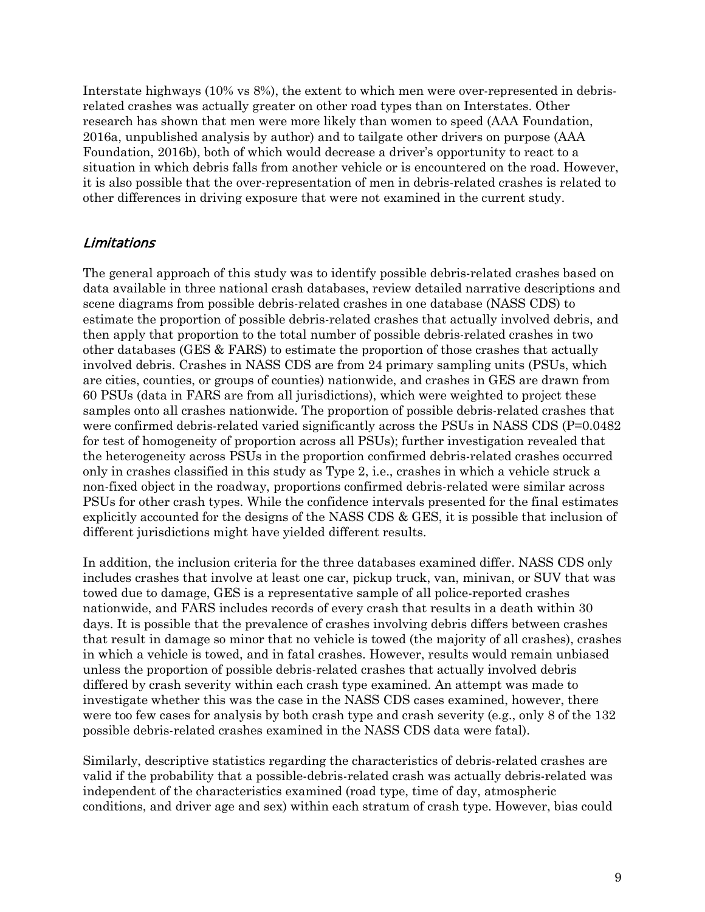Interstate highways (10% vs 8%), the extent to which men were over-represented in debris-related crashes was actually greater on other road types than on Interstates. Other research has shown that men were more likely than women to speed (AAA Foundation, 2016a, unpublished analysis by author) and to tailgate other drivers on purpose (AAA Foundation, 2016b), both of which would decrease a driver's opportunity to react to a situation in which debris falls from another vehicle or is encountered on the road. However, it is also possible that the over-representation of men in debris-related crashes is related to other differences in driving exposure that were not examined in the current study.

## *Limitations*

The general approach of this study was to identify possible debris-related crashes based on data available in three national crash databases, review detailed narrative descriptions and scene diagrams from possible debris-related crashes in one database (NASS CDS) to estimate the proportion of possible debris-related crashes that actually involved debris, and then apply that proportion to the total number of possible debris-related crashes in two other databases (GES & FARS) to estimate the proportion of those crashes that actually involved debris. Crashes in NASS CDS are from 24 primary sampling units (PSUs, which are cities, counties, or groups of counties) nationwide, and crashes in GES are drawn from 60 PSUs (data in FARS are from all jurisdictions), which were weighted to project these samples onto all crashes nationwide. The proportion of possible debris-related crashes that were confirmed debris-related varied significantly across the PSUs in NASS CDS ($P=0.0482$ for test of homogeneity of proportion across all PSUs); further investigation revealed that the heterogeneity across PSUs in the proportion confirmed debris-related crashes occurred only in crashes classified in this study as Type 2, i.e., crashes in which a vehicle struck a non-fixed object in the roadway, proportions confirmed debris-related were similar across PSUs for other crash types. While the confidence intervals presented for the final estimates explicitly accounted for the designs of the NASS CDS & GES, it is possible that inclusion of different jurisdictions might have yielded different results.

In addition, the inclusion criteria for the three databases examined differ. NASS CDS only includes crashes that involve at least one car, pickup truck, van, minivan, or SUV that was towed due to damage, GES is a representative sample of all police-reported crashes nationwide, and FARS includes records of every crash that results in a death within 30 days. It is possible that the prevalence of crashes involving debris differs between crashes that result in damage so minor that no vehicle is towed (the majority of all crashes), crashes in which a vehicle is towed, and in fatal crashes. However, results would remain unbiased unless the proportion of possible debris-related crashes that actually involved debris differed by crash severity within each crash type examined. An attempt was made to investigate whether this was the case in the NASS CDS cases examined, however, there were too few cases for analysis by both crash type and crash severity (e.g., only 8 of the 132 possible debris-related crashes examined in the NASS CDS data were fatal).

Similarly, descriptive statistics regarding the characteristics of debris-related crashes are valid if the probability that a possible-debris-related crash was actually debris-related was independent of the characteristics examined (road type, time of day, atmospheric conditions, and driver age and sex) within each stratum of crash type. However, bias could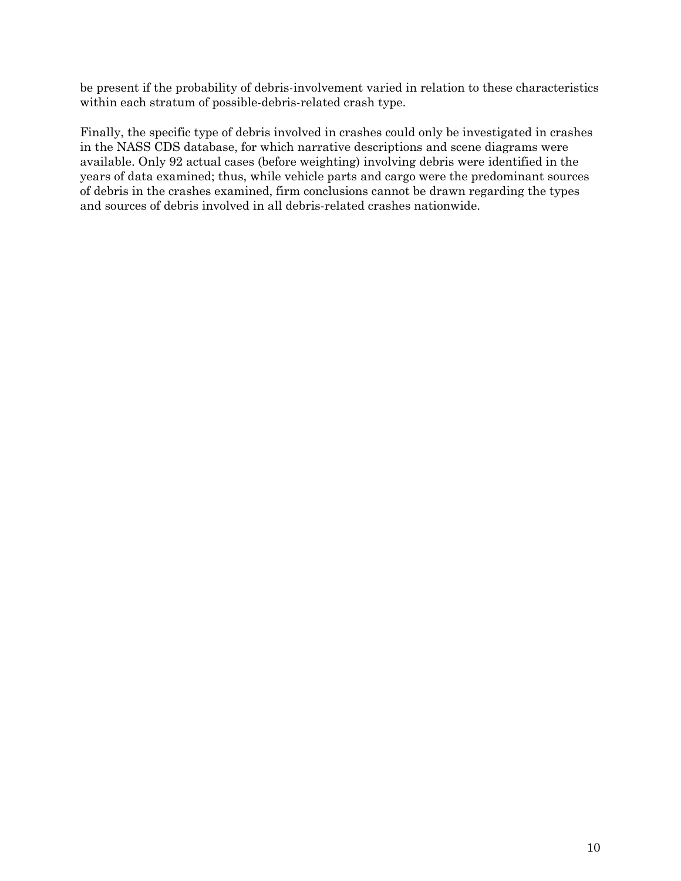be present if the probability of debris-involvement varied in relation to these characteristics within each stratum of possible-debris-related crash type.

Finally, the specific type of debris involved in crashes could only be investigated in crashes in the NASS CDS database, for which narrative descriptions and scene diagrams were available. Only 92 actual cases (before weighting) involving debris were identified in the years of data examined; thus, while vehicle parts and cargo were the predominant sources of debris in the crashes examined, firm conclusions cannot be drawn regarding the types and sources of debris involved in all debris-related crashes nationwide.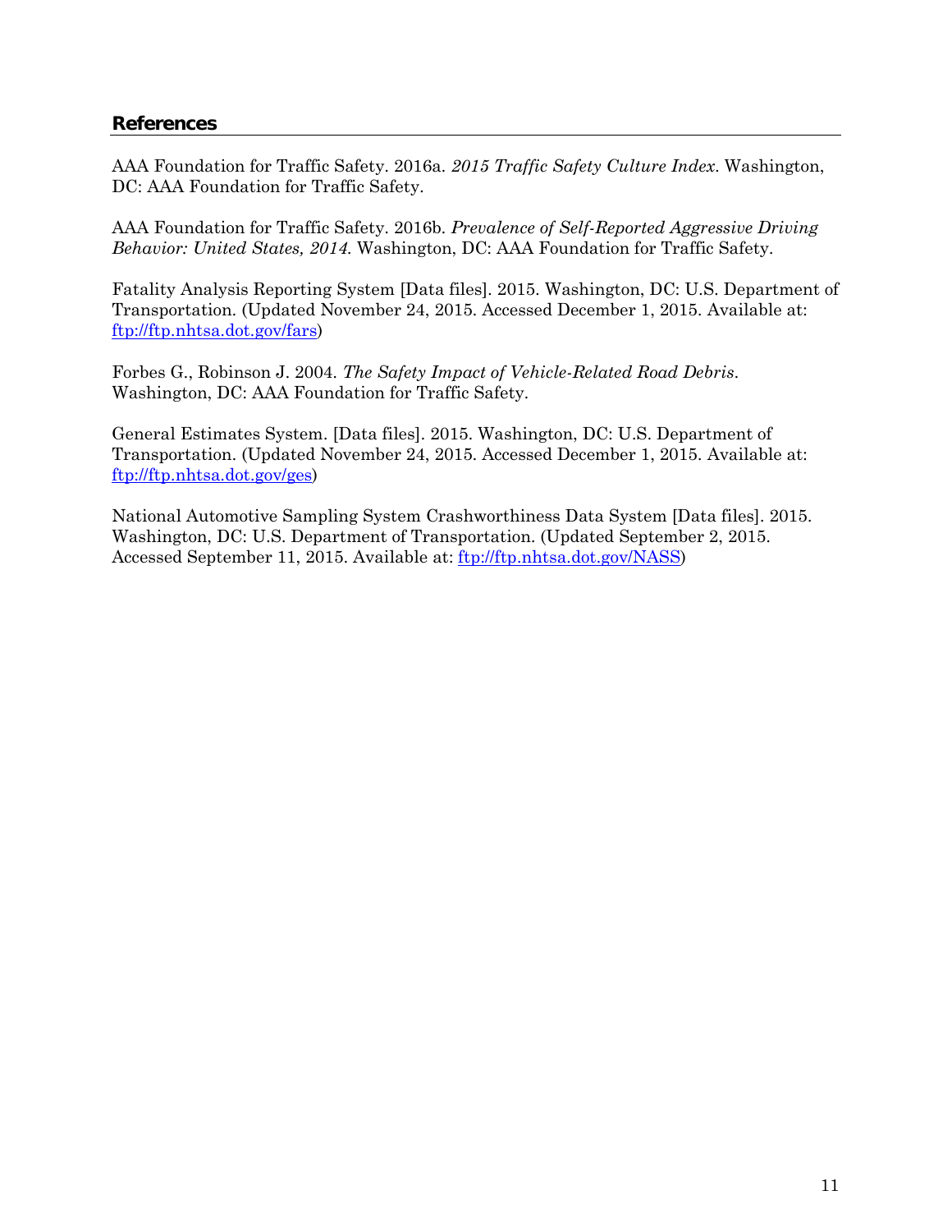## References

AAA Foundation for Traffic Safety. 2016a. *2015 Traffic Safety Culture Index*. Washington, DC: AAA Foundation for Traffic Safety.

AAA Foundation for Traffic Safety. 2016b. *Prevalence of Self-Reported Aggressive Driving Behavior: United States, 2014.* Washington, DC: AAA Foundation for Traffic Safety.

Fatality Analysis Reporting System [Data files]. 2015. Washington, DC: U.S. Department of Transportation. (Updated November 24, 2015. Accessed December 1, 2015. Available at: ftp://ftp.nhtsa.dot.gov/fars)

Forbes G., Robinson J. 2004. *The Safety Impact of Vehicle-Related Road Debris*. Washington, DC: AAA Foundation for Traffic Safety.

General Estimates System. [Data files]. 2015. Washington, DC: U.S. Department of Transportation. (Updated November 24, 2015. Accessed December 1, 2015. Available at: ftp://ftp.nhtsa.dot.gov/ges)

National Automotive Sampling System Crashworthiness Data System [Data files]. 2015. Washington, DC: U.S. Department of Transportation. (Updated September 2, 2015. Accessed September 11, 2015. Available at: ftp://ftp.nhtsa.dot.gov/NASS)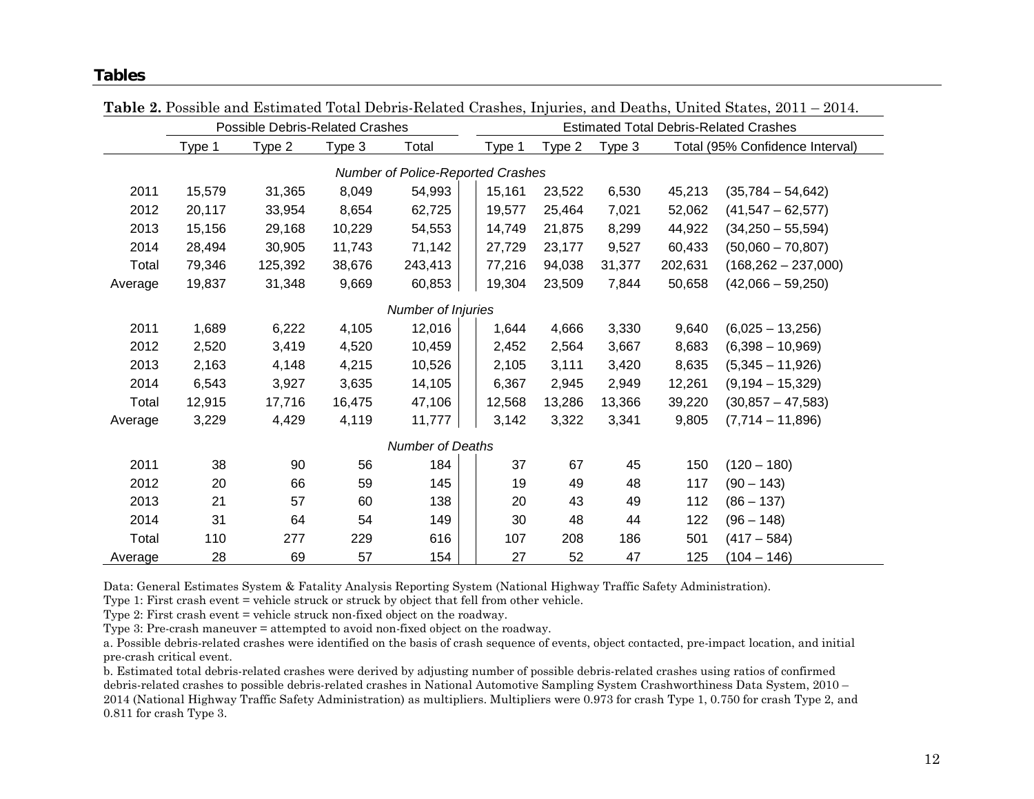## Tables

**Table 2.** Possible and Estimated Total Debris-Related Crashes, Injuries, and Deaths, United States, 2011 – 2014.

| | Possible Debris-Related Crashes | | | | Estimated Total Debris-Related Crashes | | | | |
|---|---|---|---|---|---|---|---|---|---|
| | Type 1 | Type 2 | Type 3 | Total | Type 1 | Type 2 | Type 3 | Total (95% Confidence Interval) | |
| *Number of Police-Reported Crashes* | | | | | | | | | |
| 2011 | 15,579 | 31,365 | 8,049 | 54,993 | 15,161 | 23,522 | 6,530 | 45,213 | (35,784 – 54,642) |
| 2012 | 20,117 | 33,954 | 8,654 | 62,725 | 19,577 | 25,464 | 7,021 | 52,062 | (41,547 – 62,577) |
| 2013 | 15,156 | 29,168 | 10,229 | 54,553 | 14,749 | 21,875 | 8,299 | 44,922 | (34,250 – 55,594) |
| 2014 | 28,494 | 30,905 | 11,743 | 71,142 | 27,729 | 23,177 | 9,527 | 60,433 | (50,060 – 70,807) |
| Total | 79,346 | 125,392 | 38,676 | 243,413 | 77,216 | 94,038 | 31,377 | 202,631 | (168,262 – 237,000) |
| Average | 19,837 | 31,348 | 9,669 | 60,853 | 19,304 | 23,509 | 7,844 | 50,658 | (42,066 – 59,250) |
| *Number of Injuries* | | | | | | | | | |
| 2011 | 1,689 | 6,222 | 4,105 | 12,016 | 1,644 | 4,666 | 3,330 | 9,640 | (6,025 – 13,256) |
| 2012 | 2,520 | 3,419 | 4,520 | 10,459 | 2,452 | 2,564 | 3,667 | 8,683 | (6,398 – 10,969) |
| 2013 | 2,163 | 4,148 | 4,215 | 10,526 | 2,105 | 3,111 | 3,420 | 8,635 | (5,345 – 11,926) |
| 2014 | 6,543 | 3,927 | 3,635 | 14,105 | 6,367 | 2,945 | 2,949 | 12,261 | (9,194 – 15,329) |
| Total | 12,915 | 17,716 | 16,475 | 47,106 | 12,568 | 13,286 | 13,366 | 39,220 | (30,857 – 47,583) |
| Average | 3,229 | 4,429 | 4,119 | 11,777 | 3,142 | 3,322 | 3,341 | 9,805 | (7,714 – 11,896) |
| *Number of Deaths* | | | | | | | | | |
| 2011 | 38 | 90 | 56 | 184 | 37 | 67 | 45 | 150 | (120 – 180) |
| 2012 | 20 | 66 | 59 | 145 | 19 | 49 | 48 | 117 | (90 – 143) |
| 2013 | 21 | 57 | 60 | 138 | 20 | 43 | 49 | 112 | (86 – 137) |
| 2014 | 31 | 64 | 54 | 149 | 30 | 48 | 44 | 122 | (96 – 148) |
| Total | 110 | 277 | 229 | 616 | 107 | 208 | 186 | 501 | (417 – 584) |
| Average | 28 | 69 | 57 | 154 | 27 | 52 | 47 | 125 | (104 – 146) |

Data: General Estimates System & Fatality Analysis Reporting System (National Highway Traffic Safety Administration).

Type 1: First crash event = vehicle struck or struck by object that fell from other vehicle.

Type 2: First crash event = vehicle struck non-fixed object on the roadway.

Type 3: Pre-crash maneuver = attempted to avoid non-fixed object on the roadway.

a. Possible debris-related crashes were identified on the basis of crash sequence of events, object contacted, pre-impact location, and initial pre-crash critical event.

b. Estimated total debris-related crashes were derived by adjusting number of possible debris-related crashes using ratios of confirmed debris-related crashes to possible debris-related crashes in National Automotive Sampling System Crashworthiness Data System, 2010 – 2014 (National Highway Traffic Safety Administration) as multipliers. Multipliers were 0.973 for crash Type 1, 0.750 for crash Type 2, and 0.811 for crash Type 3.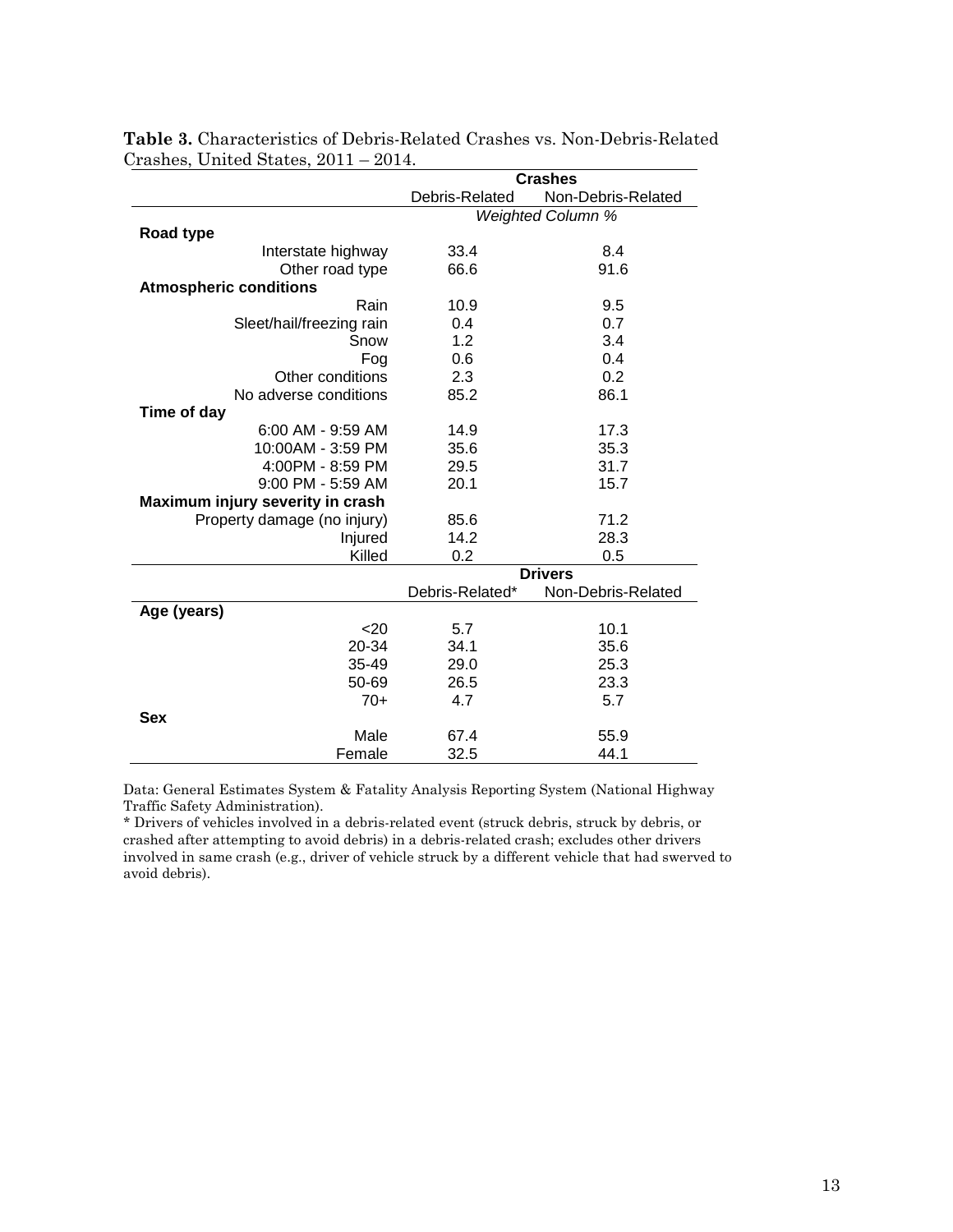**Table 3.** Characteristics of Debris-Related Crashes vs. Non-Debris-Related Crashes, United States, 2011 – 2014.

| | **Crashes** | |
|---|---|---|
| | Debris-Related | Non-Debris-Related |
| | *Weighted Column %* | |
| **Road type** | | |
| Interstate highway | 33.4 | 8.4 |
| Other road type | 66.6 | 91.6 |
| **Atmospheric conditions** | | |
| Rain | 10.9 | 9.5 |
| Sleet/hail/freezing rain | 0.4 | 0.7 |
| Snow | 1.2 | 3.4 |
| Fog | 0.6 | 0.4 |
| Other conditions | 2.3 | 0.2 |
| No adverse conditions | 85.2 | 86.1 |
| **Time of day** | | |
| 6:00 AM - 9:59 AM | 14.9 | 17.3 |
| 10:00AM - 3:59 PM | 35.6 | 35.3 |
| 4:00PM - 8:59 PM | 29.5 | 31.7 |
| 9:00 PM - 5:59 AM | 20.1 | 15.7 |
| **Maximum injury severity in crash** | | |
| Property damage (no injury) | 85.6 | 71.2 |
| Injured | 14.2 | 28.3 |
| Killed | 0.2 | 0.5 |
| | **Drivers** | |
| | Debris-Related* | Non-Debris-Related |
| **Age (years)** | | |
| <20 | 5.7 | 10.1 |
| 20-34 | 34.1 | 35.6 |
| 35-49 | 29.0 | 25.3 |
| 50-69 | 26.5 | 23.3 |
| 70+ | 4.7 | 5.7 |
| **Sex** | | |
| Male | 67.4 | 55.9 |
| Female | 32.5 | 44.1 |

Data: General Estimates System & Fatality Analysis Reporting System (National Highway Traffic Safety Administration).

* Drivers of vehicles involved in a debris-related event (struck debris, struck by debris, or crashed after attempting to avoid debris) in a debris-related crash; excludes other drivers involved in same crash (e.g., driver of vehicle struck by a different vehicle that had swerved to avoid debris).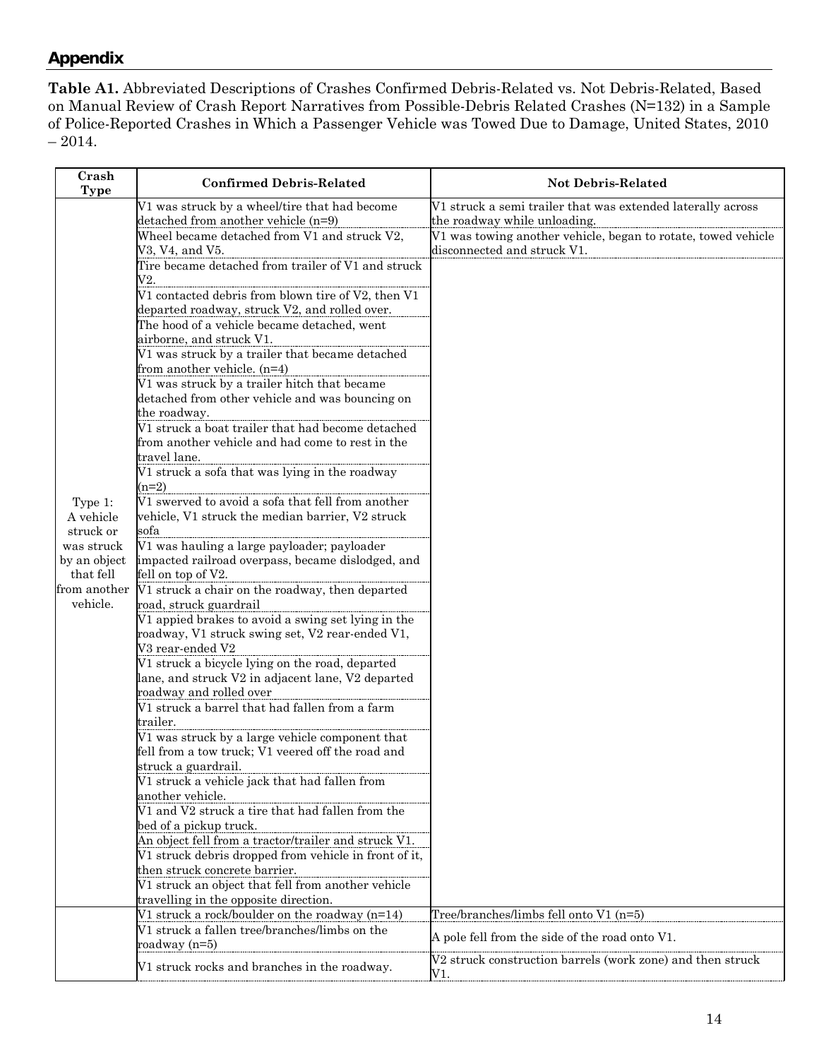## Appendix

**Table A1.** Abbreviated Descriptions of Crashes Confirmed Debris-Related vs. Not Debris-Related, Based on Manual Review of Crash Report Narratives from Possible-Debris Related Crashes (N=132) in a Sample of Police-Reported Crashes in Which a Passenger Vehicle was Towed Due to Damage, United States, 2010 – 2014.

| Crash Type | Confirmed Debris-Related | Not Debris-Related |
|---|---|---|
| Type 1: A vehicle struck or was struck by an object that fell from another vehicle. | V1 was struck by a wheel/tire that had become detached from another vehicle (n=9) | V1 struck a semi trailer that was extended laterally across the roadway while unloading. |
| | Wheel became detached from V1 and struck V2, V3, V4, and V5. | V1 was towing another vehicle, began to rotate, towed vehicle disconnected and struck V1. |
| | Tire became detached from trailer of V1 and struck V2. | |
| | V1 contacted debris from blown tire of V2, then V1 departed roadway, struck V2, and rolled over. | |
| | The hood of a vehicle became detached, went airborne, and struck V1. | |
| | V1 was struck by a trailer that became detached from another vehicle. (n=4) | |
| | V1 was struck by a trailer hitch that became detached from other vehicle and was bouncing on the roadway. | |
| | V1 struck a boat trailer that had become detached from another vehicle and had come to rest in the travel lane. | |
| | V1 struck a sofa that was lying in the roadway (n=2) | |
| | V1 swerved to avoid a sofa that fell from another vehicle, V1 struck the median barrier, V2 struck sofa | |
| | V1 was hauling a large payloader; payloader impacted railroad overpass, became dislodged, and fell on top of V2. | |
| | V1 struck a chair on the roadway, then departed road, struck guardrail | |
| | V1 appied brakes to avoid a swing set lying in the roadway, V1 struck swing set, V2 rear-ended V1, V3 rear-ended V2 | |
| | V1 struck a bicycle lying on the road, departed lane, and struck V2 in adjacent lane, V2 departed roadway and rolled over | |
| | V1 struck a barrel that had fallen from a farm trailer. | |
| | V1 was struck by a large vehicle component that fell from a tow truck; V1 veered off the road and struck a guardrail. | |
| | V1 struck a vehicle jack that had fallen from another vehicle. | |
| | V1 and V2 struck a tire that had fallen from the bed of a pickup truck. | |
| | An object fell from a tractor/trailer and struck V1. | |
| | V1 struck debris dropped from vehicle in front of it, then struck concrete barrier. | |
| | V1 struck an object that fell from another vehicle travelling in the opposite direction. | |
| | V1 struck a rock/boulder on the roadway (n=14) | Tree/branches/limbs fell onto V1 (n=5) |
| | V1 struck a fallen tree/branches/limbs on the roadway (n=5) | A pole fell from the side of the road onto V1. |
| | V1 struck rocks and branches in the roadway. | V2 struck construction barrels (work zone) and then struck V1. |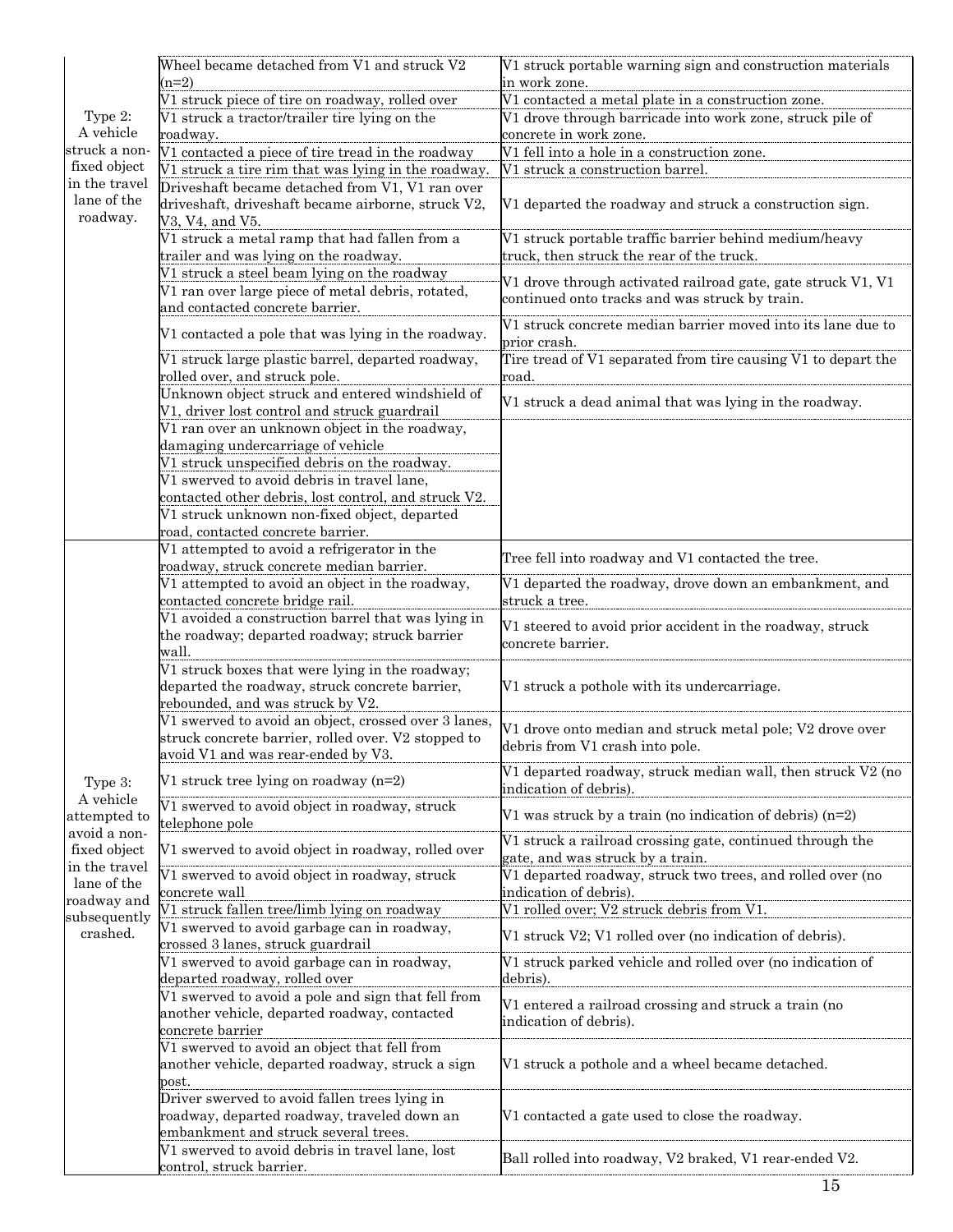| | | |
|---|---|---|
| Type 2: A vehicle struck a non-fixed object in the travel lane of the roadway. | Wheel became detached from V1 and struck V2 (n=2) | V1 struck portable warning sign and construction materials in work zone. |
| | V1 struck piece of tire on roadway, rolled over | V1 contacted a metal plate in a construction zone. |
| | V1 struck a tractor/trailer tire lying on the roadway. | V1 drove through barricade into work zone, struck pile of concrete in work zone. |
| | V1 contacted a piece of tire tread in the roadway | V1 fell into a hole in a construction zone. |
| | V1 struck a tire rim that was lying in the roadway. | V1 struck a construction barrel. |
| | Driveshaft became detached from V1, V1 ran over driveshaft, driveshaft became airborne, struck V2, V3, V4, and V5. | V1 departed the roadway and struck a construction sign. |
| | V1 struck a metal ramp that had fallen from a trailer and was lying on the roadway. | V1 struck portable traffic barrier behind medium/heavy truck, then struck the rear of the truck. |
| | V1 struck a steel beam lying on the roadway | V1 drove through activated railroad gate, gate struck V1, V1 continued onto tracks and was struck by train. |
| | V1 ran over large piece of metal debris, rotated, and contacted concrete barrier. | |
| | V1 contacted a pole that was lying in the roadway. | V1 struck concrete median barrier moved into its lane due to prior crash. |
| | V1 struck large plastic barrel, departed roadway, rolled over, and struck pole. | Tire tread of V1 separated from tire causing V1 to depart the road. |
| | Unknown object struck and entered windshield of V1, driver lost control and struck guardrail | V1 struck a dead animal that was lying in the roadway. |
| | V1 ran over an unknown object in the roadway, damaging undercarriage of vehicle | |
| | V1 struck unspecified debris on the roadway. | |
| | V1 swerved to avoid debris in travel lane, contacted other debris, lost control, and struck V2. | |
| | V1 struck unknown non-fixed object, departed road, contacted concrete barrier. | |
| Type 3: A vehicle attempted to avoid a non-fixed object in the travel lane of the roadway and subsequently crashed. | V1 attempted to avoid a refrigerator in the roadway, struck concrete median barrier. | Tree fell into roadway and V1 contacted the tree. |
| | V1 attempted to avoid an object in the roadway, contacted concrete bridge rail. | V1 departed the roadway, drove down an embankment, and struck a tree. |
| | V1 avoided a construction barrel that was lying in the roadway; departed roadway; struck barrier wall. | V1 steered to avoid prior accident in the roadway, struck concrete barrier. |
| | V1 struck boxes that were lying in the roadway; departed the roadway, struck concrete barrier, rebounded, and was struck by V2. | V1 struck a pothole with its undercarriage. |
| | V1 swerved to avoid an object, crossed over 3 lanes, struck concrete barrier, rolled over. V2 stopped to avoid V1 and was rear-ended by V3. | V1 drove onto median and struck metal pole; V2 drove over debris from V1 crash into pole. |
| | V1 struck tree lying on roadway (n=2) | V1 departed roadway, struck median wall, then struck V2 (no indication of debris). |
| | V1 swerved to avoid object in roadway, struck telephone pole | V1 was struck by a train (no indication of debris) (n=2) |
| | V1 swerved to avoid object in roadway, rolled over | V1 struck a railroad crossing gate, continued through the gate, and was struck by a train. |
| | V1 swerved to avoid object in roadway, struck concrete wall | V1 departed roadway, struck two trees, and rolled over (no indication of debris). |
| | V1 struck fallen tree/limb lying on roadway | V1 rolled over; V2 struck debris from V1. |
| | V1 swerved to avoid garbage can in roadway, crossed 3 lanes, struck guardrail | V1 struck V2; V1 rolled over (no indication of debris). |
| | V1 swerved to avoid garbage can in roadway, departed roadway, rolled over | V1 struck parked vehicle and rolled over (no indication of debris). |
| | V1 swerved to avoid a pole and sign that fell from another vehicle, departed roadway, contacted concrete barrier | V1 entered a railroad crossing and struck a train (no indication of debris). |
| | V1 swerved to avoid an object that fell from another vehicle, departed roadway, struck a sign post. | V1 struck a pothole and a wheel became detached. |
| | Driver swerved to avoid fallen trees lying in roadway, departed roadway, traveled down an embankment and struck several trees. | V1 contacted a gate used to close the roadway. |
| | V1 swerved to avoid debris in travel lane, lost control, struck barrier. | Ball rolled into roadway, V2 braked, V1 rear-ended V2. |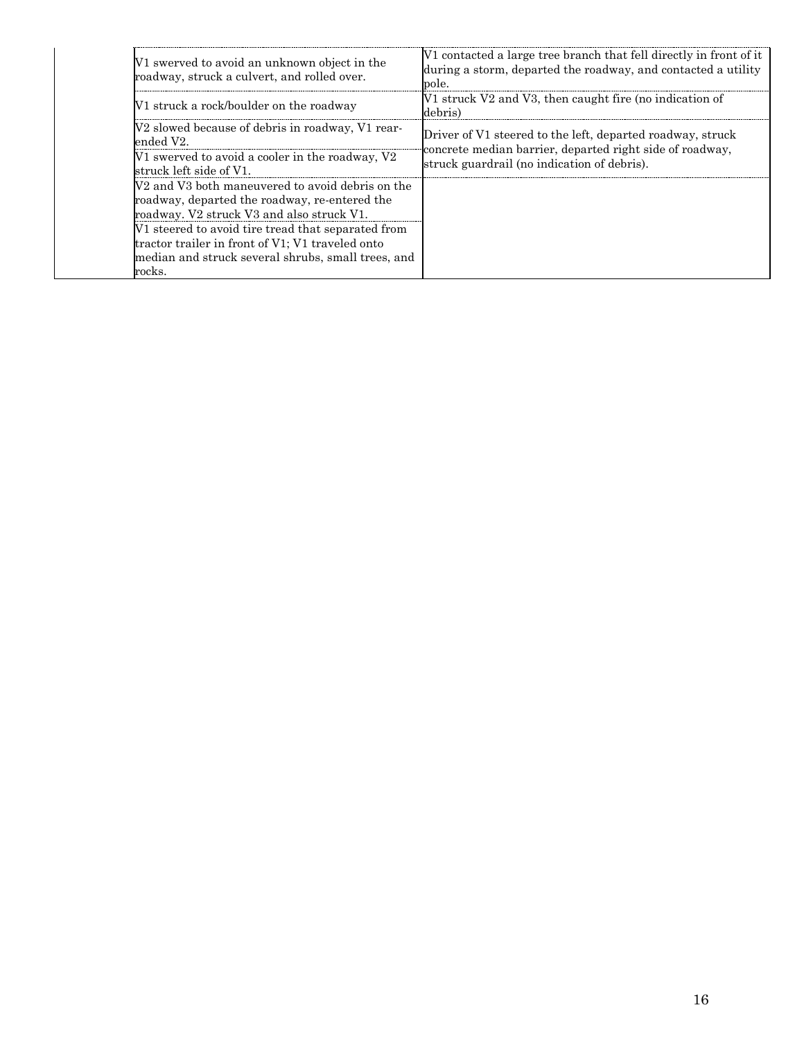| | | |
|---|---|---|
| | V1 swerved to avoid an unknown object in the roadway, struck a culvert, and rolled over. | V1 contacted a large tree branch that fell directly in front of it during a storm, departed the roadway, and contacted a utility pole. |
| | V1 struck a rock/boulder on the roadway | V1 struck V2 and V3, then caught fire (no indication of debris) |
| | V2 slowed because of debris in roadway, V1 rear-ended V2. | Driver of V1 steered to the left, departed roadway, struck concrete median barrier, departed right side of roadway, struck guardrail (no indication of debris). |
| | V1 swerved to avoid a cooler in the roadway, V2 struck left side of V1. | |
| | V2 and V3 both maneuvered to avoid debris on the roadway, departed the roadway, re-entered the roadway. V2 struck V3 and also struck V1. | |
| | V1 steered to avoid tire tread that separated from tractor trailer in front of V1; V1 traveled onto median and struck several shrubs, small trees, and rocks. | |